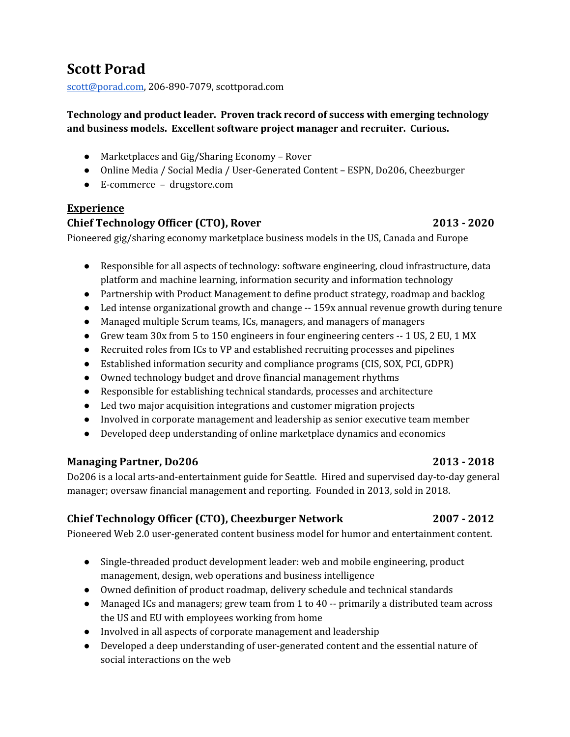# Scott Porad

scott@porad.com, 206-890-7079, scottporad.com

**Technology and product leader. Proven track record of success with emerging technology and business models. Excellent software project manager and recruiter. Curious.**

- Marketplaces and Gig/Sharing Economy – Rover
- Online Media / Social Media / User-Generated Content – ESPN, Do206, Cheezburger
- E-commerce – drugstore.com

## Experience

### Chief Technology Officer (CTO), Rover — 2013 - 2020

Pioneered gig/sharing economy marketplace business models in the US, Canada and Europe

- Responsible for all aspects of technology: software engineering, cloud infrastructure, data platform and machine learning, information security and information technology
- Partnership with Product Management to define product strategy, roadmap and backlog
- Led intense organizational growth and change -- 159x annual revenue growth during tenure
- Managed multiple Scrum teams, ICs, managers, and managers of managers
- Grew team 30x from 5 to 150 engineers in four engineering centers -- 1 US, 2 EU, 1 MX
- Recruited roles from ICs to VP and established recruiting processes and pipelines
- Established information security and compliance programs (CIS, SOX, PCI, GDPR)
- Owned technology budget and drove financial management rhythms
- Responsible for establishing technical standards, processes and architecture
- Led two major acquisition integrations and customer migration projects
- Involved in corporate management and leadership as senior executive team member
- Developed deep understanding of online marketplace dynamics and economics

### Managing Partner, Do206 — 2013 - 2018

Do206 is a local arts-and-entertainment guide for Seattle. Hired and supervised day-to-day general manager; oversaw financial management and reporting. Founded in 2013, sold in 2018.

### Chief Technology Officer (CTO), Cheezburger Network — 2007 - 2012

Pioneered Web 2.0 user-generated content business model for humor and entertainment content.

- Single-threaded product development leader: web and mobile engineering, product management, design, web operations and business intelligence
- Owned definition of product roadmap, delivery schedule and technical standards
- Managed ICs and managers; grew team from 1 to 40 -- primarily a distributed team across the US and EU with employees working from home
- Involved in all aspects of corporate management and leadership
- Developed a deep understanding of user-generated content and the essential nature of social interactions on the web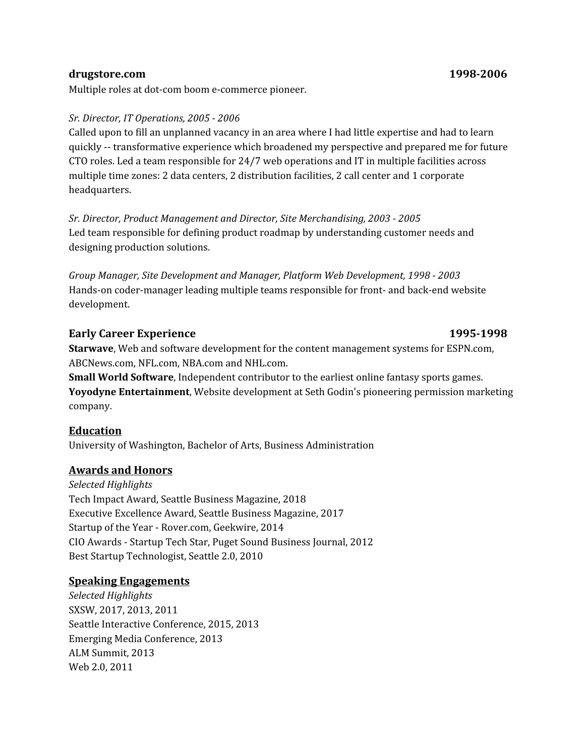**drugstore.com** **1998-2006**

Multiple roles at dot-com boom e-commerce pioneer.

*Sr. Director, IT Operations, 2005 - 2006*

Called upon to fill an unplanned vacancy in an area where I had little expertise and had to learn quickly -- transformative experience which broadened my perspective and prepared me for future CTO roles. Led a team responsible for 24/7 web operations and IT in multiple facilities across multiple time zones: 2 data centers, 2 distribution facilities, 2 call center and 1 corporate headquarters.

*Sr. Director, Product Management and Director, Site Merchandising, 2003 - 2005*

Led team responsible for defining product roadmap by understanding customer needs and designing production solutions.

*Group Manager, Site Development and Manager, Platform Web Development, 1998 - 2003*

Hands-on coder-manager leading multiple teams responsible for front- and back-end website development.

**Early Career Experience** **1995-1998**

**Starwave**, Web and software development for the content management systems for ESPN.com, ABCNews.com, NFL.com, NBA.com and NHL.com.

**Small World Software**, Independent contributor to the earliest online fantasy sports games.

**Yoyodyne Entertainment**, Website development at Seth Godin's pioneering permission marketing company.

## Education

University of Washington, Bachelor of Arts, Business Administration

## Awards and Honors

*Selected Highlights*

Tech Impact Award, Seattle Business Magazine, 2018

Executive Excellence Award, Seattle Business Magazine, 2017

Startup of the Year - Rover.com, Geekwire, 2014

CIO Awards - Startup Tech Star, Puget Sound Business Journal, 2012

Best Startup Technologist, Seattle 2.0, 2010

## Speaking Engagements

*Selected Highlights*

SXSW, 2017, 2013, 2011

Seattle Interactive Conference, 2015, 2013

Emerging Media Conference, 2013

ALM Summit, 2013

Web 2.0, 2011